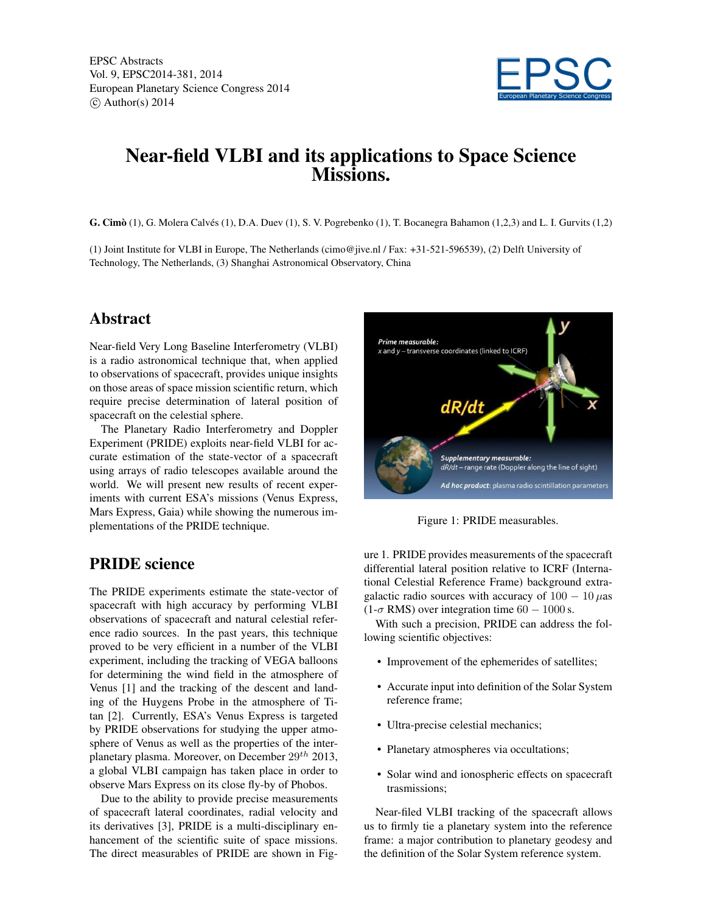# Near-field VLBI and its applications to Space Science Missions.

**G. Cimò** (1), G. Molera Calvés (1), D.A. Duev (1), S. V. Pogrebenko (1), T. Bocanegra Bahamon (1,2,3) and L. I. Gurvits (1,2)

(1) Joint Institute for VLBI in Europe, The Netherlands (cimo@jive.nl / Fax: +31-521-596539), (2) Delft University of Technology, The Netherlands, (3) Shanghai Astronomical Observatory, China

## Abstract

Near-field Very Long Baseline Interferometry (VLBI) is a radio astronomical technique that, when applied to observations of spacecraft, provides unique insights on those areas of space mission scientific return, which require precise determination of lateral position of spacecraft on the celestial sphere.

The Planetary Radio Interferometry and Doppler Experiment (PRIDE) exploits near-field VLBI for accurate estimation of the state-vector of a spacecraft using arrays of radio telescopes available around the world. We will present new results of recent experiments with current ESA's missions (Venus Express, Mars Express, Gaia) while showing the numerous implementations of the PRIDE technique.

## PRIDE science

The PRIDE experiments estimate the state-vector of spacecraft with high accuracy by performing VLBI observations of spacecraft and natural celestial reference radio sources. In the past years, this technique proved to be very efficient in a number of the VLBI experiment, including the tracking of VEGA balloons for determining the wind field in the atmosphere of Venus [1] and the tracking of the descent and landing of the Huygens Probe in the atmosphere of Titan [2]. Currently, ESA's Venus Express is targeted by PRIDE observations for studying the upper atmosphere of Venus as well as the properties of the interplanetary plasma. Moreover, on December $29^{th}$ 2013, a global VLBI campaign has taken place in order to observe Mars Express on its close fly-by of Phobos.

Due to the ability to provide precise measurements of spacecraft lateral coordinates, radial velocity and its derivatives [3], PRIDE is a multi-disciplinary enhancement of the scientific suite of space missions. The direct measurables of PRIDE are shown in Figure 1. PRIDE provides measurements of the spacecraft differential lateral position relative to ICRF (International Celestial Reference Frame) background extragalactic radio sources with accuracy of $100 - 10\,\mu$as (1-$\sigma$ RMS) over integration time $60 - 1000\,$s.

Figure 1: PRIDE measurables.

With such a precision, PRIDE can address the following scientific objectives:

- Improvement of the ephemerides of satellites;
- Accurate input into definition of the Solar System reference frame;
- Ultra-precise celestial mechanics;
- Planetary atmospheres via occultations;
- Solar wind and ionospheric effects on spacecraft trasmissions;

Near-filed VLBI tracking of the spacecraft allows us to firmly tie a planetary system into the reference frame: a major contribution to planetary geodesy and the definition of the Solar System reference system.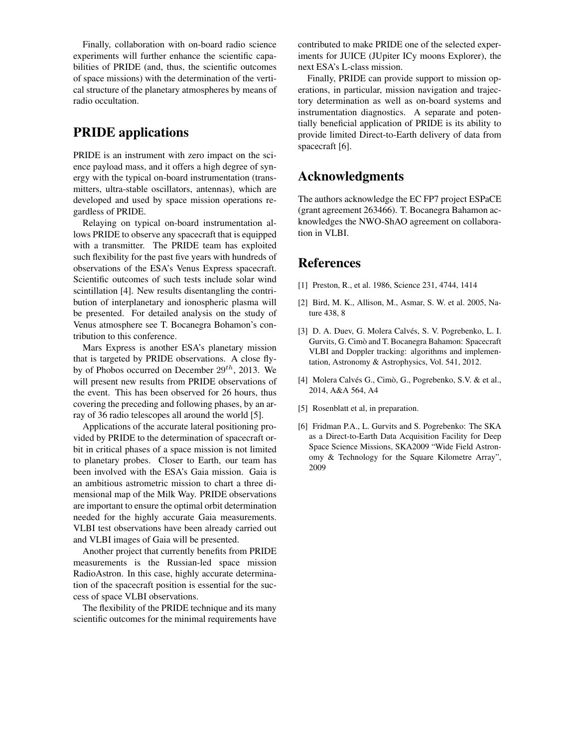Finally, collaboration with on-board radio science experiments will further enhance the scientific capabilities of PRIDE (and, thus, the scientific outcomes of space missions) with the determination of the vertical structure of the planetary atmospheres by means of radio occultation.

# PRIDE applications

PRIDE is an instrument with zero impact on the science payload mass, and it offers a high degree of synergy with the typical on-board instrumentation (transmitters, ultra-stable oscillators, antennas), which are developed and used by space mission operations regardless of PRIDE.

Relaying on typical on-board instrumentation allows PRIDE to observe any spacecraft that is equipped with a transmitter. The PRIDE team has exploited such flexibility for the past five years with hundreds of observations of the ESA's Venus Express spacecraft. Scientific outcomes of such tests include solar wind scintillation [4]. New results disentangling the contribution of interplanetary and ionospheric plasma will be presented. For detailed analysis on the study of Venus atmosphere see T. Bocanegra Bohamon's contribution to this conference.

Mars Express is another ESA's planetary mission that is targeted by PRIDE observations. A close flyby of Phobos occurred on December $29^{th}$, 2013. We will present new results from PRIDE observations of the event. This has been observed for 26 hours, thus covering the preceding and following phases, by an array of 36 radio telescopes all around the world [5].

Applications of the accurate lateral positioning provided by PRIDE to the determination of spacecraft orbit in critical phases of a space mission is not limited to planetary probes. Closer to Earth, our team has been involved with the ESA's Gaia mission. Gaia is an ambitious astrometric mission to chart a three dimensional map of the Milk Way. PRIDE observations are important to ensure the optimal orbit determination needed for the highly accurate Gaia measurements. VLBI test observations have been already carried out and VLBI images of Gaia will be presented.

Another project that currently benefits from PRIDE measurements is the Russian-led space mission RadioAstron. In this case, highly accurate determination of the spacecraft position is essential for the success of space VLBI observations.

The flexibility of the PRIDE technique and its many scientific outcomes for the minimal requirements have contributed to make PRIDE one of the selected experiments for JUICE (JUpiter ICy moons Explorer), the next ESA's L-class mission.

Finally, PRIDE can provide support to mission operations, in particular, mission navigation and trajectory determination as well as on-board systems and instrumentation diagnostics. A separate and potentially beneficial application of PRIDE is its ability to provide limited Direct-to-Earth delivery of data from spacecraft [6].

# Acknowledgments

The authors acknowledge the EC FP7 project ESPaCE (grant agreement 263466). T. Bocanegra Bahamon acknowledges the NWO-ShAO agreement on collaboration in VLBI.

# References

[1] Preston, R., et al. 1986, Science 231, 4744, 1414

[2] Bird, M. K., Allison, M., Asmar, S. W. et al. 2005, Nature 438, 8

[3] D. A. Duev, G. Molera Calvés, S. V. Pogrebenko, L. I. Gurvits, G. Cimò and T. Bocanegra Bahamon: Spacecraft VLBI and Doppler tracking: algorithms and implementation, Astronomy & Astrophysics, Vol. 541, 2012.

[4] Molera Calvés G., Cimò, G., Pogrebenko, S.V. & et al., 2014, A&A 564, A4

[5] Rosenblatt et al, in preparation.

[6] Fridman P.A., L. Gurvits and S. Pogrebenko: The SKA as a Direct-to-Earth Data Acquisition Facility for Deep Space Science Missions, SKA2009 "Wide Field Astronomy & Technology for the Square Kilometre Array", 2009